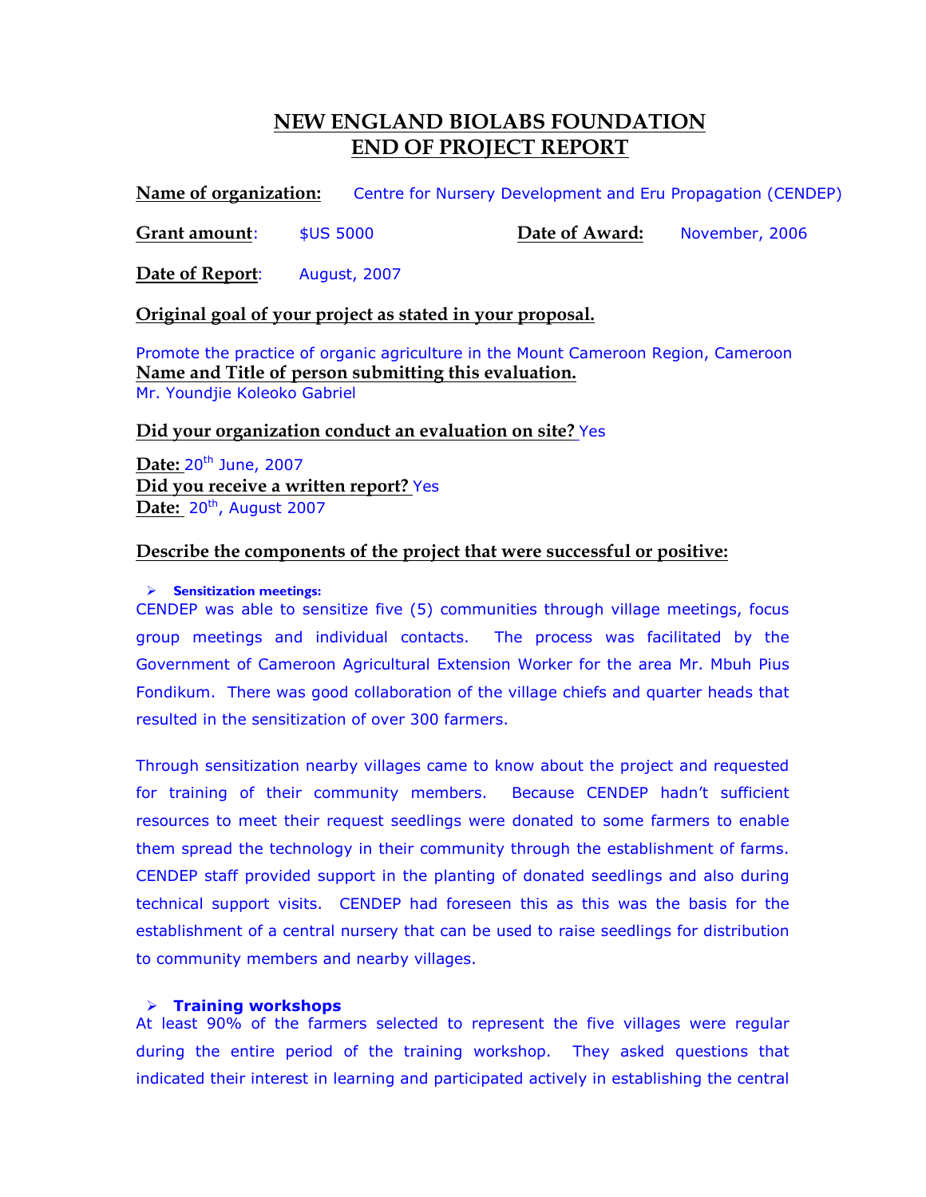# NEW ENGLAND BIOLABS FOUNDATION
# END OF PROJECT REPORT

**Name of organization:** Centre for Nursery Development and Eru Propagation (CENDEP)

**Grant amount**: $US 5000 **Date of Award:** November, 2006

**Date of Report**: August, 2007

**Original goal of your project as stated in your proposal.**

Promote the practice of organic agriculture in the Mount Cameroon Region, Cameroon

**Name and Title of person submitting this evaluation.**

Mr. Youndjie Koleoko Gabriel

**Did your organization conduct an evaluation on site?** Yes

**Date:** 20th June, 2007

**Did you receive a written report?** Yes

**Date:** 20th, August 2007

**Describe the components of the project that were successful or positive:**

- **Sensitization meetings:**

CENDEP was able to sensitize five (5) communities through village meetings, focus group meetings and individual contacts. The process was facilitated by the Government of Cameroon Agricultural Extension Worker for the area Mr. Mbuh Pius Fondikum. There was good collaboration of the village chiefs and quarter heads that resulted in the sensitization of over 300 farmers.

Through sensitization nearby villages came to know about the project and requested for training of their community members. Because CENDEP hadn't sufficient resources to meet their request seedlings were donated to some farmers to enable them spread the technology in their community through the establishment of farms. CENDEP staff provided support in the planting of donated seedlings and also during technical support visits. CENDEP had foreseen this as this was the basis for the establishment of a central nursery that can be used to raise seedlings for distribution to community members and nearby villages.

- **Training workshops**

At least 90% of the farmers selected to represent the five villages were regular during the entire period of the training workshop. They asked questions that indicated their interest in learning and participated actively in establishing the central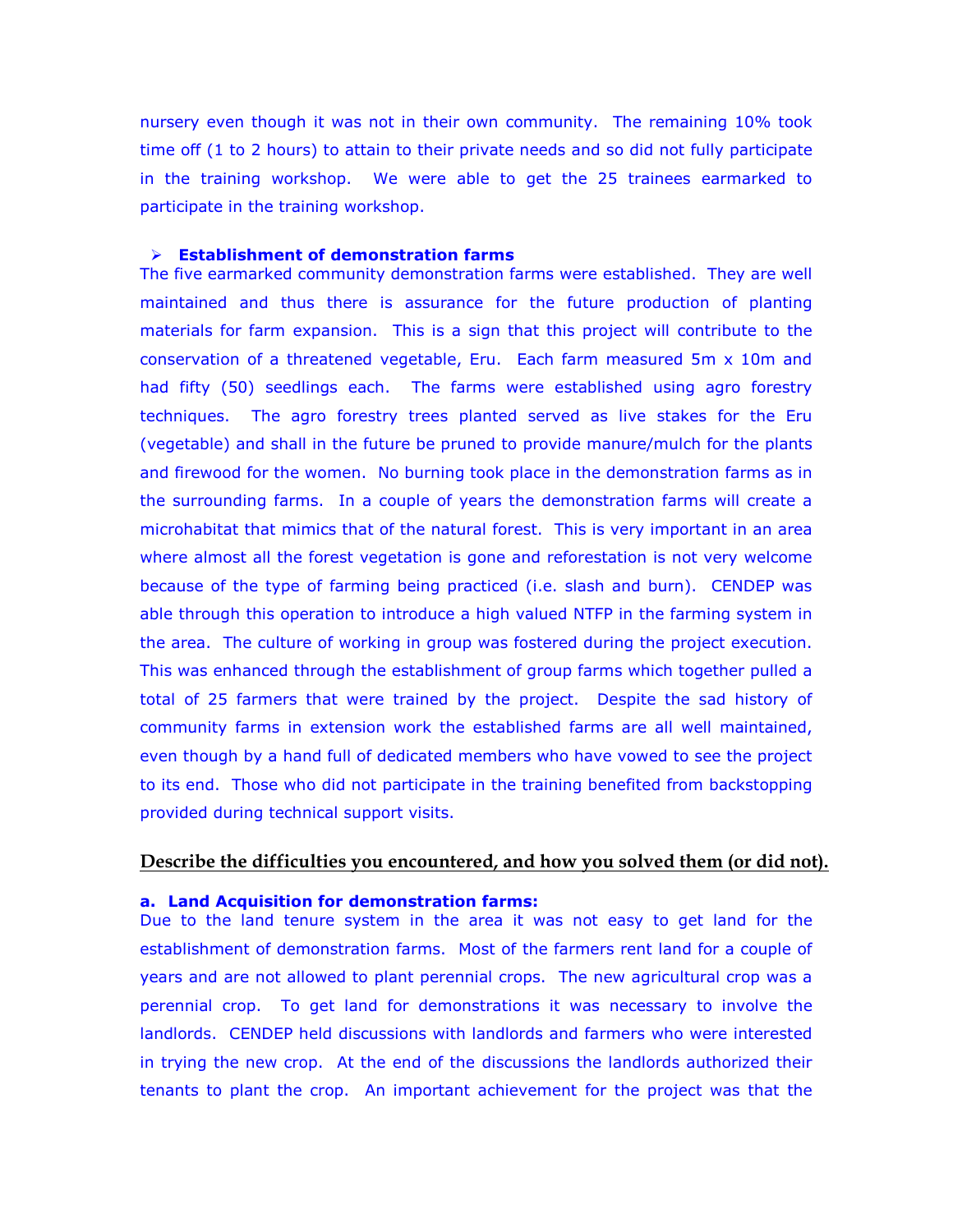nursery even though it was not in their own community. The remaining 10% took time off (1 to 2 hours) to attain to their private needs and so did not fully participate in the training workshop. We were able to get the 25 trainees earmarked to participate in the training workshop.

- **Establishment of demonstration farms**

The five earmarked community demonstration farms were established. They are well maintained and thus there is assurance for the future production of planting materials for farm expansion. This is a sign that this project will contribute to the conservation of a threatened vegetable, Eru. Each farm measured 5m x 10m and had fifty (50) seedlings each. The farms were established using agro forestry techniques. The agro forestry trees planted served as live stakes for the Eru (vegetable) and shall in the future be pruned to provide manure/mulch for the plants and firewood for the women. No burning took place in the demonstration farms as in the surrounding farms. In a couple of years the demonstration farms will create a microhabitat that mimics that of the natural forest. This is very important in an area where almost all the forest vegetation is gone and reforestation is not very welcome because of the type of farming being practiced (i.e. slash and burn). CENDEP was able through this operation to introduce a high valued NTFP in the farming system in the area. The culture of working in group was fostered during the project execution. This was enhanced through the establishment of group farms which together pulled a total of 25 farmers that were trained by the project. Despite the sad history of community farms in extension work the established farms are all well maintained, even though by a hand full of dedicated members who have vowed to see the project to its end. Those who did not participate in the training benefited from backstopping provided during technical support visits.

## Describe the difficulties you encountered, and how you solved them (or did not).

**a. Land Acquisition for demonstration farms:**

Due to the land tenure system in the area it was not easy to get land for the establishment of demonstration farms. Most of the farmers rent land for a couple of years and are not allowed to plant perennial crops. The new agricultural crop was a perennial crop. To get land for demonstrations it was necessary to involve the landlords. CENDEP held discussions with landlords and farmers who were interested in trying the new crop. At the end of the discussions the landlords authorized their tenants to plant the crop. An important achievement for the project was that the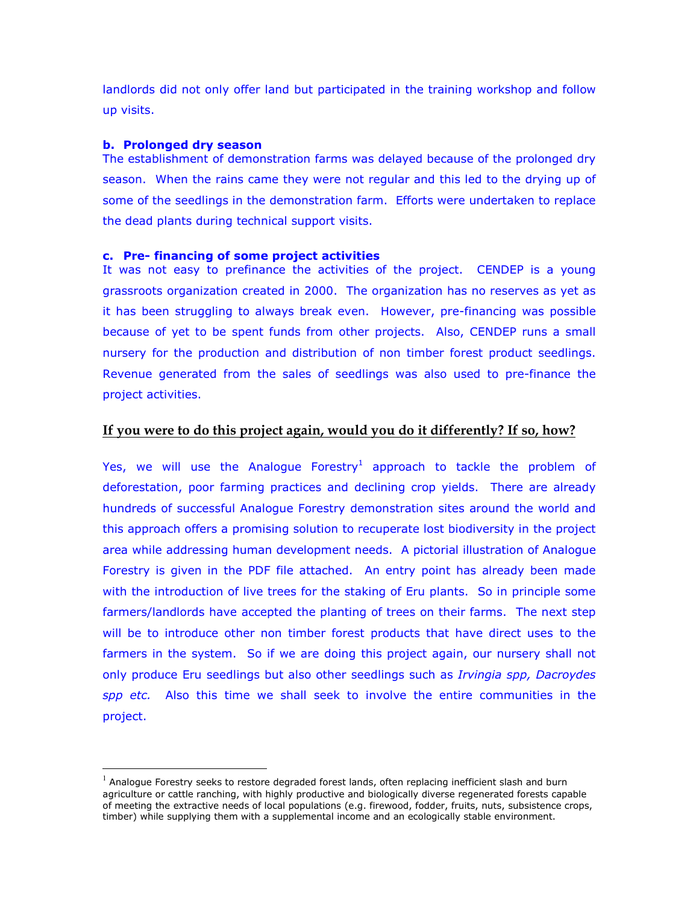landlords did not only offer land but participated in the training workshop and follow up visits.

**b. Prolonged dry season**

The establishment of demonstration farms was delayed because of the prolonged dry season. When the rains came they were not regular and this led to the drying up of some of the seedlings in the demonstration farm. Efforts were undertaken to replace the dead plants during technical support visits.

**c. Pre- financing of some project activities**

It was not easy to prefinance the activities of the project. CENDEP is a young grassroots organization created in 2000. The organization has no reserves as yet as it has been struggling to always break even. However, pre-financing was possible because of yet to be spent funds from other projects. Also, CENDEP runs a small nursery for the production and distribution of non timber forest product seedlings. Revenue generated from the sales of seedlings was also used to pre-finance the project activities.

## If you were to do this project again, would you do it differently? If so, how?

Yes, we will use the Analogue Forestry[1] approach to tackle the problem of deforestation, poor farming practices and declining crop yields. There are already hundreds of successful Analogue Forestry demonstration sites around the world and this approach offers a promising solution to recuperate lost biodiversity in the project area while addressing human development needs. A pictorial illustration of Analogue Forestry is given in the PDF file attached. An entry point has already been made with the introduction of live trees for the staking of Eru plants. So in principle some farmers/landlords have accepted the planting of trees on their farms. The next step will be to introduce other non timber forest products that have direct uses to the farmers in the system. So if we are doing this project again, our nursery shall not only produce Eru seedlings but also other seedlings such as *Irvingia spp, Dacroydes spp etc.* Also this time we shall seek to involve the entire communities in the project.

---

[1] Analogue Forestry seeks to restore degraded forest lands, often replacing inefficient slash and burn agriculture or cattle ranching, with highly productive and biologically diverse regenerated forests capable of meeting the extractive needs of local populations (e.g. firewood, fodder, fruits, nuts, subsistence crops, timber) while supplying them with a supplemental income and an ecologically stable environment.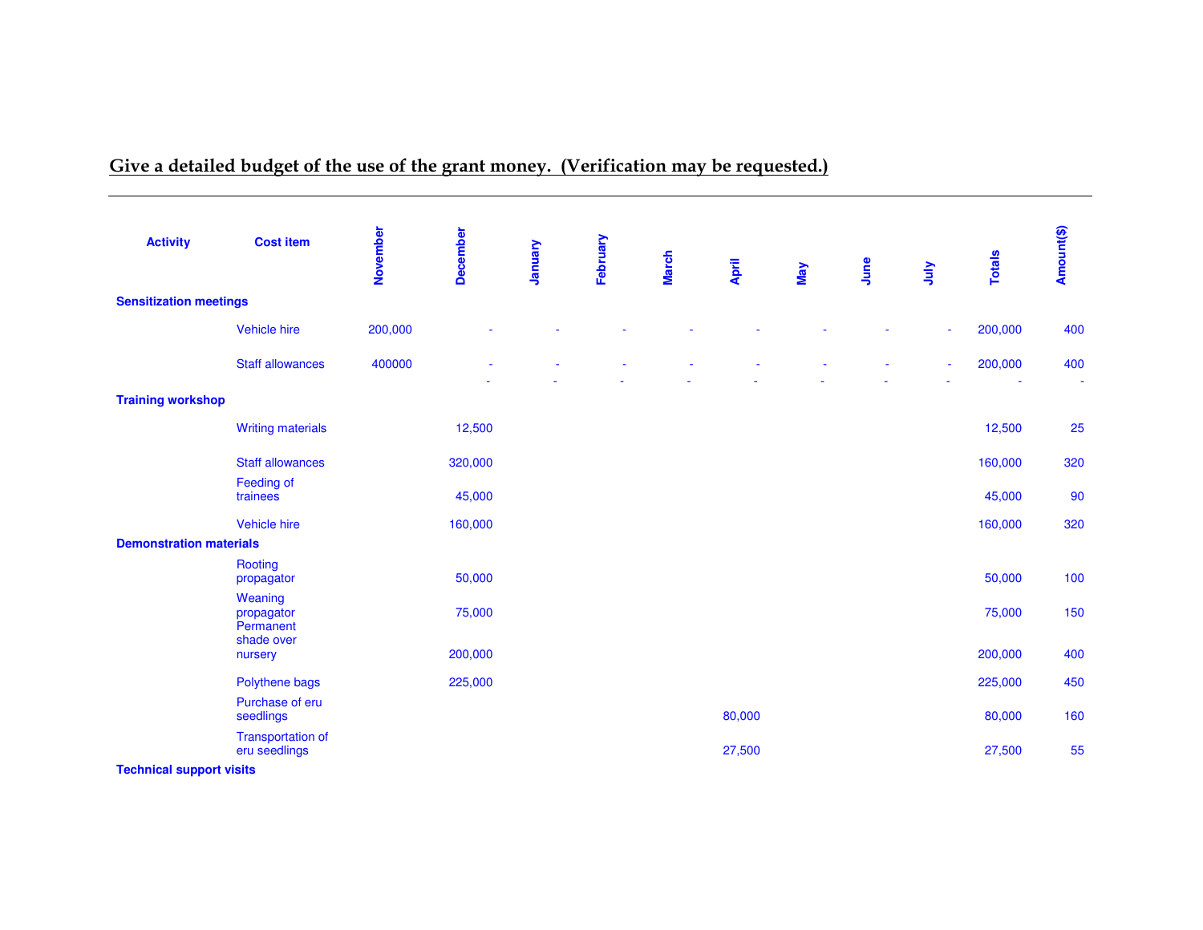**Give a detailed budget of the use of the grant money. (Verification may be requested.)**

| Activity | Cost item | November | December | January | February | March | April | May | June | July | Totals | Amount($) |
|---|---|---|---|---|---|---|---|---|---|---|---|---|
| **Sensitization meetings** | | | | | | | | | | | | |
| | Vehicle hire | 200,000 | - | - | - | - | - | - | - | - | 200,000 | 400 |
| | Staff allowances | 400000 | - | - | - | - | - | - | - | - | 200,000 | 400 |
| | | | - | - | - | - | - | - | - | - | - | - |
| **Training workshop** | | | | | | | | | | | | |
| | Writing materials | | 12,500 | | | | | | | | 12,500 | 25 |
| | Staff allowances | | 320,000 | | | | | | | | 160,000 | 320 |
| | Feeding of trainees | | 45,000 | | | | | | | | 45,000 | 90 |
| | Vehicle hire | | 160,000 | | | | | | | | 160,000 | 320 |
| **Demonstration materials** | | | | | | | | | | | | |
| | Rooting propagator | | 50,000 | | | | | | | | 50,000 | 100 |
| | Weaning propagator | | 75,000 | | | | | | | | 75,000 | 150 |
| | Permanent shade over nursery | | 200,000 | | | | | | | | 200,000 | 400 |
| | Polythene bags | | 225,000 | | | | | | | | 225,000 | 450 |
| | Purchase of eru seedlings | | | | | | 80,000 | | | | 80,000 | 160 |
| | Transportation of eru seedlings | | | | | | 27,500 | | | | 27,500 | 55 |
| **Technical support visits** | | | | | | | | | | | | |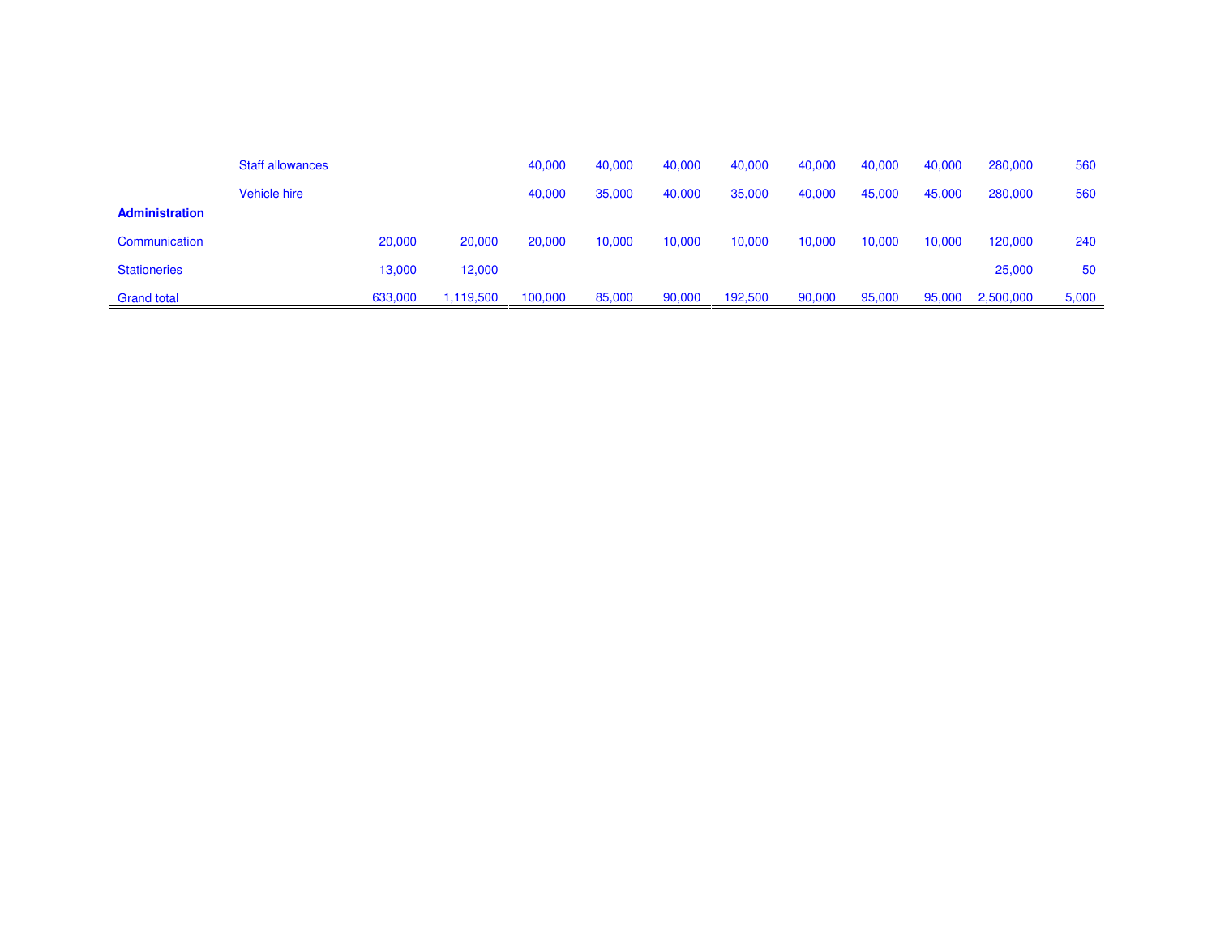| | | | | | | | | | | | | |
|---|---|---|---|---|---|---|---|---|---|---|---|---|
| | Staff allowances | | | 40,000 | 40,000 | 40,000 | 40,000 | 40,000 | 40,000 | 40,000 | 280,000 | 560 |
| | Vehicle hire | | | 40,000 | 35,000 | 40,000 | 35,000 | 40,000 | 45,000 | 45,000 | 280,000 | 560 |
| **Administration** | | | | | | | | | | | | |
| Communication | | 20,000 | 20,000 | 20,000 | 10,000 | 10,000 | 10,000 | 10,000 | 10,000 | 10,000 | 120,000 | 240 |
| Stationeries | | 13,000 | 12,000 | | | | | | | | 25,000 | 50 |
| Grand total | | 633,000 | 1,119,500 | 100,000 | 85,000 | 90,000 | 192,500 | 90,000 | 95,000 | 95,000 | 2,500,000 | 5,000 |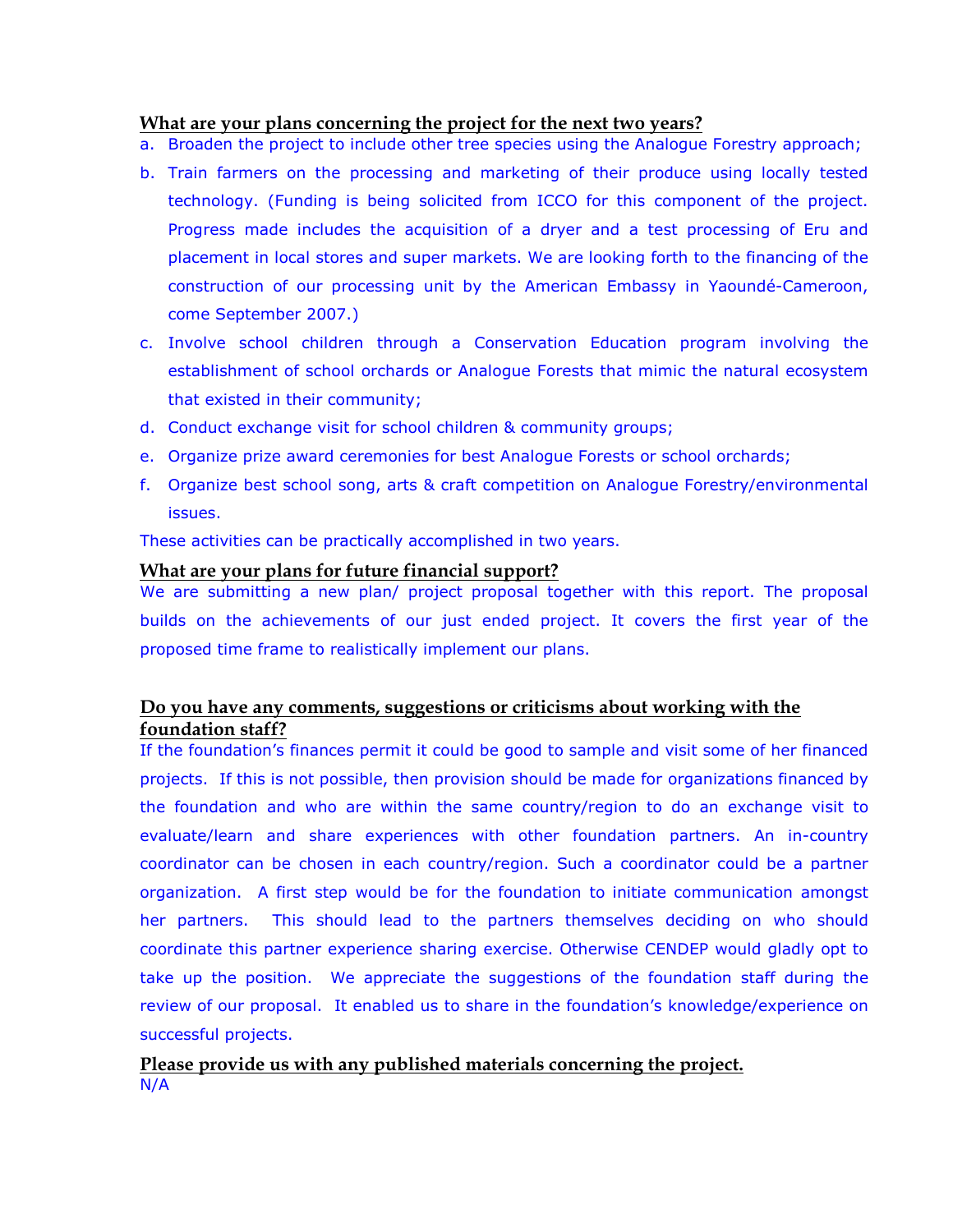**What are your plans concerning the project for the next two years?**

a. Broaden the project to include other tree species using the Analogue Forestry approach;
b. Train farmers on the processing and marketing of their produce using locally tested technology. (Funding is being solicited from ICCO for this component of the project. Progress made includes the acquisition of a dryer and a test processing of Eru and placement in local stores and super markets. We are looking forth to the financing of the construction of our processing unit by the American Embassy in Yaoundé-Cameroon, come September 2007.)
c. Involve school children through a Conservation Education program involving the establishment of school orchards or Analogue Forests that mimic the natural ecosystem that existed in their community;
d. Conduct exchange visit for school children & community groups;
e. Organize prize award ceremonies for best Analogue Forests or school orchards;
f. Organize best school song, arts & craft competition on Analogue Forestry/environmental issues.

These activities can be practically accomplished in two years.

**What are your plans for future financial support?**

We are submitting a new plan/ project proposal together with this report. The proposal builds on the achievements of our just ended project. It covers the first year of the proposed time frame to realistically implement our plans.

**Do you have any comments, suggestions or criticisms about working with the foundation staff?**

If the foundation's finances permit it could be good to sample and visit some of her financed projects. If this is not possible, then provision should be made for organizations financed by the foundation and who are within the same country/region to do an exchange visit to evaluate/learn and share experiences with other foundation partners. An in-country coordinator can be chosen in each country/region. Such a coordinator could be a partner organization. A first step would be for the foundation to initiate communication amongst her partners. This should lead to the partners themselves deciding on who should coordinate this partner experience sharing exercise. Otherwise CENDEP would gladly opt to take up the position. We appreciate the suggestions of the foundation staff during the review of our proposal. It enabled us to share in the foundation's knowledge/experience on successful projects.

**Please provide us with any published materials concerning the project.**

N/A